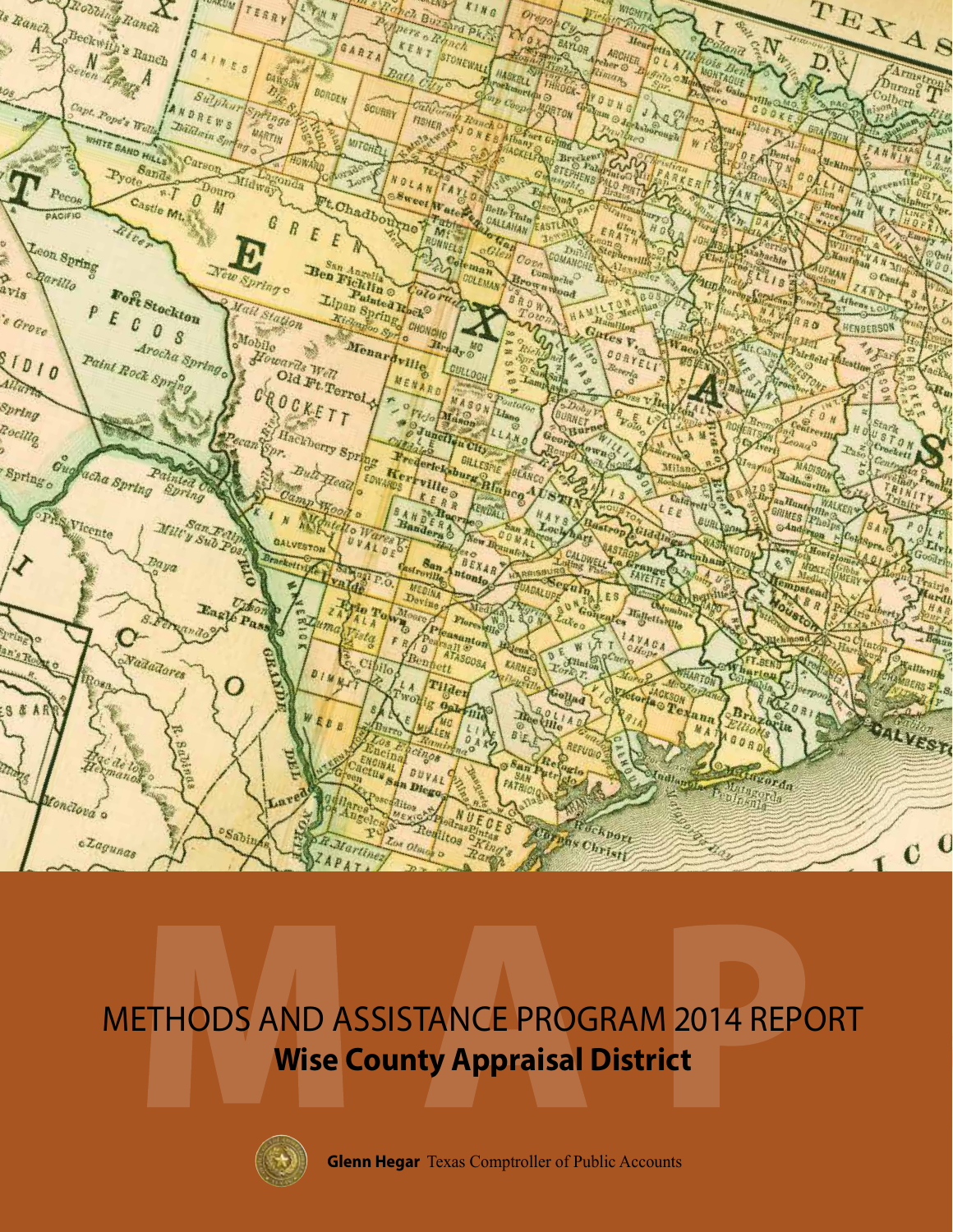# METHODS AND ASSISTANCE PROGRAM 2014 REPORT

## Wise County Appraisal District

**Glenn Hegar** Texas Comptroller of Public Accounts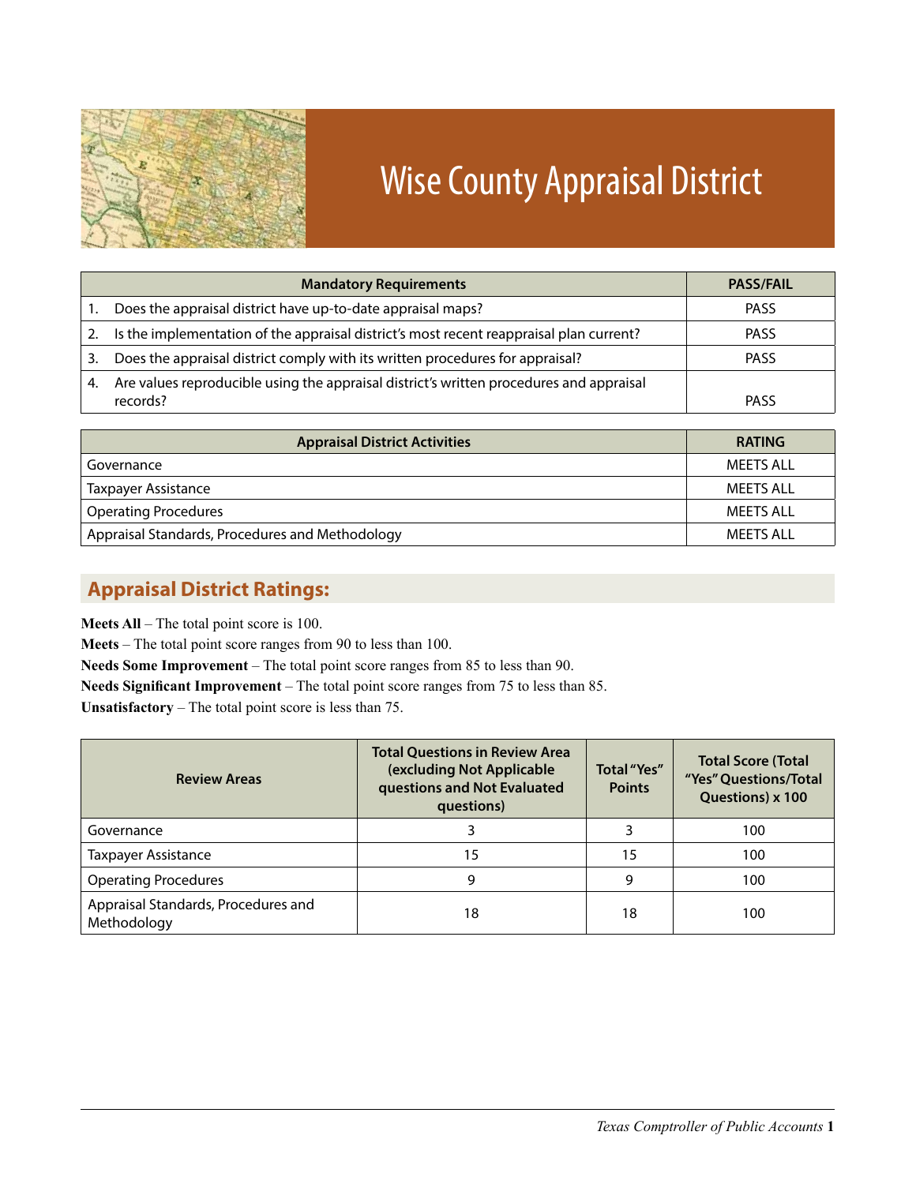# Wise County Appraisal District

| Mandatory Requirements | PASS/FAIL |
|---|---|
| 1. Does the appraisal district have up-to-date appraisal maps? | PASS |
| 2. Is the implementation of the appraisal district's most recent reappraisal plan current? | PASS |
| 3. Does the appraisal district comply with its written procedures for appraisal? | PASS |
| 4. Are values reproducible using the appraisal district's written procedures and appraisal records? | PASS |

| Appraisal District Activities | RATING |
|---|---|
| Governance | MEETS ALL |
| Taxpayer Assistance | MEETS ALL |
| Operating Procedures | MEETS ALL |
| Appraisal Standards, Procedures and Methodology | MEETS ALL |

## Appraisal District Ratings:

**Meets All** – The total point score is 100.
**Meets** – The total point score ranges from 90 to less than 100.
**Needs Some Improvement** – The total point score ranges from 85 to less than 90.
**Needs Significant Improvement** – The total point score ranges from 75 to less than 85.
**Unsatisfactory** – The total point score is less than 75.

| Review Areas | Total Questions in Review Area (excluding Not Applicable questions and Not Evaluated questions) | Total "Yes" Points | Total Score (Total "Yes" Questions/Total Questions) x 100 |
|---|---|---|---|
| Governance | 3 | 3 | 100 |
| Taxpayer Assistance | 15 | 15 | 100 |
| Operating Procedures | 9 | 9 | 100 |
| Appraisal Standards, Procedures and Methodology | 18 | 18 | 100 |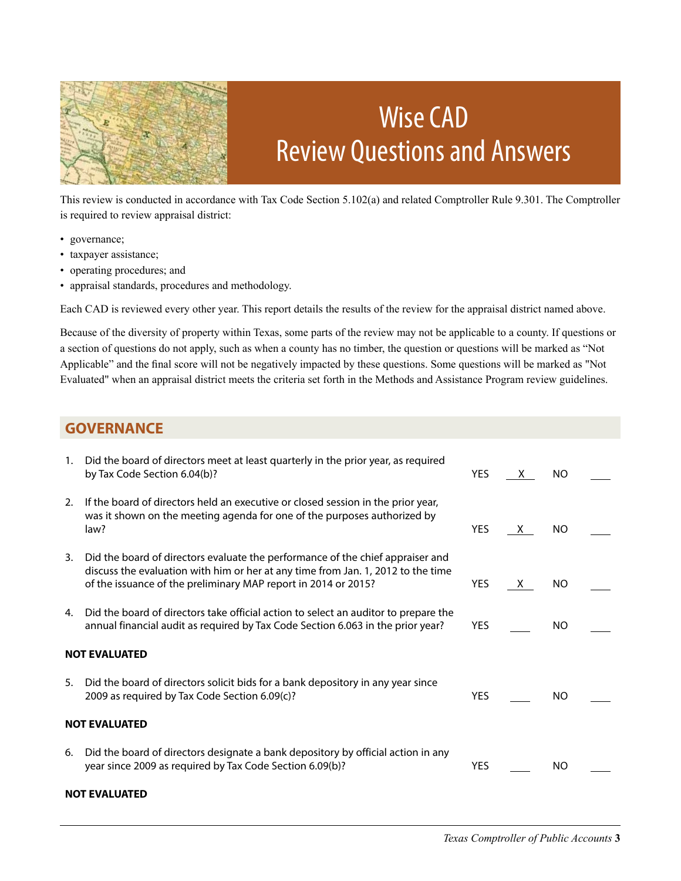# Wise CAD
## Review Questions and Answers

This review is conducted in accordance with Tax Code Section 5.102(a) and related Comptroller Rule 9.301. The Comptroller is required to review appraisal district:

- governance;
- taxpayer assistance;
- operating procedures; and
- appraisal standards, procedures and methodology.

Each CAD is reviewed every other year. This report details the results of the review for the appraisal district named above.

Because of the diversity of property within Texas, some parts of the review may not be applicable to a county. If questions or a section of questions do not apply, such as when a county has no timber, the question or questions will be marked as "Not Applicable" and the final score will not be negatively impacted by these questions. Some questions will be marked as "Not Evaluated" when an appraisal district meets the criteria set forth in the Methods and Assistance Program review guidelines.

## GOVERNANCE

| # | Question | YES | NO |
|---|---|---|---|
| 1. | Did the board of directors meet at least quarterly in the prior year, as required by Tax Code Section 6.04(b)? | X | |
| 2. | If the board of directors held an executive or closed session in the prior year, was it shown on the meeting agenda for one of the purposes authorized by law? | X | |
| 3. | Did the board of directors evaluate the performance of the chief appraiser and discuss the evaluation with him or her at any time from Jan. 1, 2012 to the time of the issuance of the preliminary MAP report in 2014 or 2015? | X | |
| 4. | Did the board of directors take official action to select an auditor to prepare the annual financial audit as required by Tax Code Section 6.063 in the prior year? | | |

**NOT EVALUATED**

| # | Question | YES | NO |
|---|---|---|---|
| 5. | Did the board of directors solicit bids for a bank depository in any year since 2009 as required by Tax Code Section 6.09(c)? | | |

**NOT EVALUATED**

| # | Question | YES | NO |
|---|---|---|---|
| 6. | Did the board of directors designate a bank depository by official action in any year since 2009 as required by Tax Code Section 6.09(b)? | | |

**NOT EVALUATED**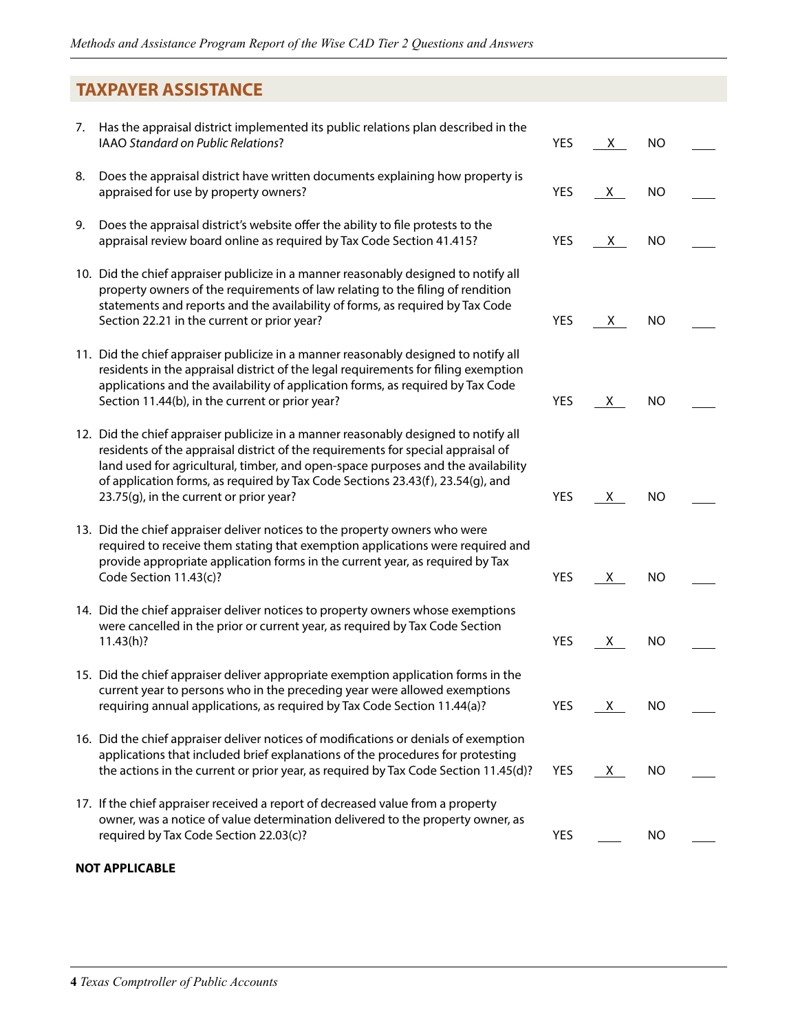## TAXPAYER ASSISTANCE

| # | Question | YES | NO |
|---|---|---|---|
| 7. | Has the appraisal district implemented its public relations plan described in the IAAO *Standard on Public Relations*? | X | |
| 8. | Does the appraisal district have written documents explaining how property is appraised for use by property owners? | X | |
| 9. | Does the appraisal district's website offer the ability to file protests to the appraisal review board online as required by Tax Code Section 41.415? | X | |
| 10. | Did the chief appraiser publicize in a manner reasonably designed to notify all property owners of the requirements of law relating to the filing of rendition statements and reports and the availability of forms, as required by Tax Code Section 22.21 in the current or prior year? | X | |
| 11. | Did the chief appraiser publicize in a manner reasonably designed to notify all residents in the appraisal district of the legal requirements for filing exemption applications and the availability of application forms, as required by Tax Code Section 11.44(b), in the current or prior year? | X | |
| 12. | Did the chief appraiser publicize in a manner reasonably designed to notify all residents of the appraisal district of the requirements for special appraisal of land used for agricultural, timber, and open-space purposes and the availability of application forms, as required by Tax Code Sections 23.43(f), 23.54(g), and 23.75(g), in the current or prior year? | X | |
| 13. | Did the chief appraiser deliver notices to the property owners who were required to receive them stating that exemption applications were required and provide appropriate application forms in the current year, as required by Tax Code Section 11.43(c)? | X | |
| 14. | Did the chief appraiser deliver notices to property owners whose exemptions were cancelled in the prior or current year, as required by Tax Code Section 11.43(h)? | X | |
| 15. | Did the chief appraiser deliver appropriate exemption application forms in the current year to persons who in the preceding year were allowed exemptions requiring annual applications, as required by Tax Code Section 11.44(a)? | X | |
| 16. | Did the chief appraiser deliver notices of modifications or denials of exemption applications that included brief explanations of the procedures for protesting the actions in the current or prior year, as required by Tax Code Section 11.45(d)? | X | |
| 17. | If the chief appraiser received a report of decreased value from a property owner, was a notice of value determination delivered to the property owner, as required by Tax Code Section 22.03(c)? | | |

**NOT APPLICABLE**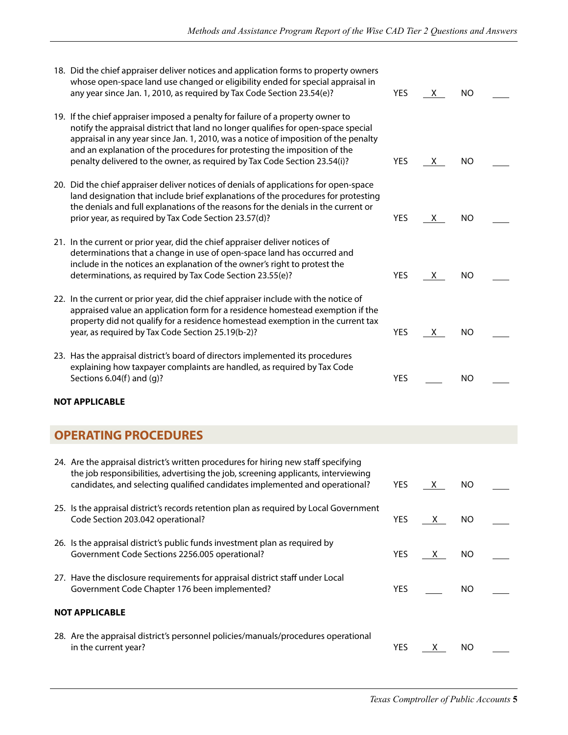| Question | YES | NO |
|---|---|---|
| 18. Did the chief appraiser deliver notices and application forms to property owners whose open-space land use changed or eligibility ended for special appraisal in any year since Jan. 1, 2010, as required by Tax Code Section 23.54(e)? | X | |
| 19. If the chief appraiser imposed a penalty for failure of a property owner to notify the appraisal district that land no longer qualifies for open-space special appraisal in any year since Jan. 1, 2010, was a notice of imposition of the penalty and an explanation of the procedures for protesting the imposition of the penalty delivered to the owner, as required by Tax Code Section 23.54(i)? | X | |
| 20. Did the chief appraiser deliver notices of denials of applications for open-space land designation that include brief explanations of the procedures for protesting the denials and full explanations of the reasons for the denials in the current or prior year, as required by Tax Code Section 23.57(d)? | X | |
| 21. In the current or prior year, did the chief appraiser deliver notices of determinations that a change in use of open-space land has occurred and include in the notices an explanation of the owner's right to protest the determinations, as required by Tax Code Section 23.55(e)? | X | |
| 22. In the current or prior year, did the chief appraiser include with the notice of appraised value an application form for a residence homestead exemption if the property did not qualify for a residence homestead exemption in the current tax year, as required by Tax Code Section 25.19(b-2)? | X | |
| 23. Has the appraisal district's board of directors implemented its procedures explaining how taxpayer complaints are handled, as required by Tax Code Sections 6.04(f) and (g)? | | |

**NOT APPLICABLE**

## OPERATING PROCEDURES

| Question | YES | NO |
|---|---|---|
| 24. Are the appraisal district's written procedures for hiring new staff specifying the job responsibilities, advertising the job, screening applicants, interviewing candidates, and selecting qualified candidates implemented and operational? | X | |
| 25. Is the appraisal district's records retention plan as required by Local Government Code Section 203.042 operational? | X | |
| 26. Is the appraisal district's public funds investment plan as required by Government Code Sections 2256.005 operational? | X | |
| 27. Have the disclosure requirements for appraisal district staff under Local Government Code Chapter 176 been implemented? | | |

**NOT APPLICABLE**

| Question | YES | NO |
|---|---|---|
| 28. Are the appraisal district's personnel policies/manuals/procedures operational in the current year? | X | |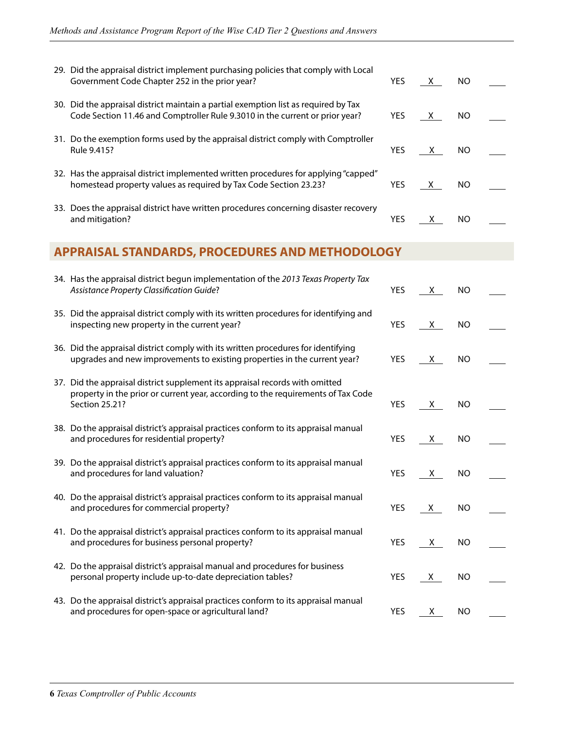| Question | YES | | NO | |
|---|---|---|---|---|
| 29. Did the appraisal district implement purchasing policies that comply with Local Government Code Chapter 252 in the prior year? | YES | X | NO | |
| 30. Did the appraisal district maintain a partial exemption list as required by Tax Code Section 11.46 and Comptroller Rule 9.3010 in the current or prior year? | YES | X | NO | |
| 31. Do the exemption forms used by the appraisal district comply with Comptroller Rule 9.415? | YES | X | NO | |
| 32. Has the appraisal district implemented written procedures for applying "capped" homestead property values as required by Tax Code Section 23.23? | YES | X | NO | |
| 33. Does the appraisal district have written procedures concerning disaster recovery and mitigation? | YES | X | NO | |

## APPRAISAL STANDARDS, PROCEDURES AND METHODOLOGY

| Question | YES | | NO | |
|---|---|---|---|---|
| 34. Has the appraisal district begun implementation of the *2013 Texas Property Tax Assistance Property Classification Guide*? | YES | X | NO | |
| 35. Did the appraisal district comply with its written procedures for identifying and inspecting new property in the current year? | YES | X | NO | |
| 36. Did the appraisal district comply with its written procedures for identifying upgrades and new improvements to existing properties in the current year? | YES | X | NO | |
| 37. Did the appraisal district supplement its appraisal records with omitted property in the prior or current year, according to the requirements of Tax Code Section 25.21? | YES | X | NO | |
| 38. Do the appraisal district's appraisal practices conform to its appraisal manual and procedures for residential property? | YES | X | NO | |
| 39. Do the appraisal district's appraisal practices conform to its appraisal manual and procedures for land valuation? | YES | X | NO | |
| 40. Do the appraisal district's appraisal practices conform to its appraisal manual and procedures for commercial property? | YES | X | NO | |
| 41. Do the appraisal district's appraisal practices conform to its appraisal manual and procedures for business personal property? | YES | X | NO | |
| 42. Do the appraisal district's appraisal manual and procedures for business personal property include up-to-date depreciation tables? | YES | X | NO | |
| 43. Do the appraisal district's appraisal practices conform to its appraisal manual and procedures for open-space or agricultural land? | YES | X | NO | |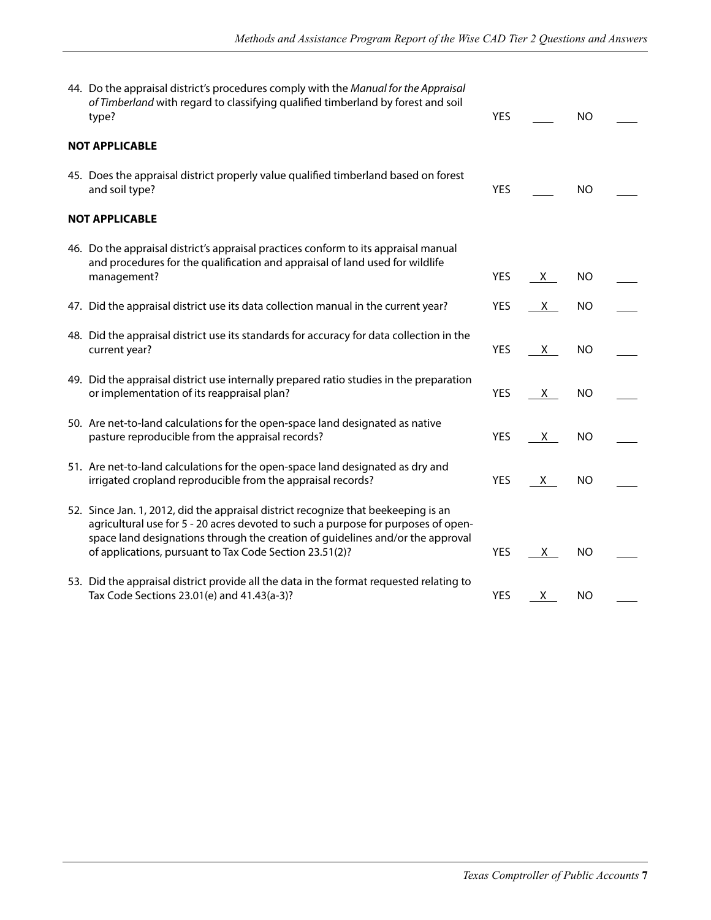| Question | YES | | NO | |
|---|---|---|---|---|
| 44. Do the appraisal district's procedures comply with the *Manual for the Appraisal of Timberland* with regard to classifying qualified timberland by forest and soil type? | YES | | NO | |

**NOT APPLICABLE**

| Question | YES | | NO | |
|---|---|---|---|---|
| 45. Does the appraisal district properly value qualified timberland based on forest and soil type? | YES | | NO | |

**NOT APPLICABLE**

| Question | YES | | NO | |
|---|---|---|---|---|
| 46. Do the appraisal district's appraisal practices conform to its appraisal manual and procedures for the qualification and appraisal of land used for wildlife management? | YES | X | NO | |
| 47. Did the appraisal district use its data collection manual in the current year? | YES | X | NO | |
| 48. Did the appraisal district use its standards for accuracy for data collection in the current year? | YES | X | NO | |
| 49. Did the appraisal district use internally prepared ratio studies in the preparation or implementation of its reappraisal plan? | YES | X | NO | |
| 50. Are net-to-land calculations for the open-space land designated as native pasture reproducible from the appraisal records? | YES | X | NO | |
| 51. Are net-to-land calculations for the open-space land designated as dry and irrigated cropland reproducible from the appraisal records? | YES | X | NO | |
| 52. Since Jan. 1, 2012, did the appraisal district recognize that beekeeping is an agricultural use for 5 - 20 acres devoted to such a purpose for purposes of open-space land designations through the creation of guidelines and/or the approval of applications, pursuant to Tax Code Section 23.51(2)? | YES | X | NO | |
| 53. Did the appraisal district provide all the data in the format requested relating to Tax Code Sections 23.01(e) and 41.43(a-3)? | YES | X | NO | |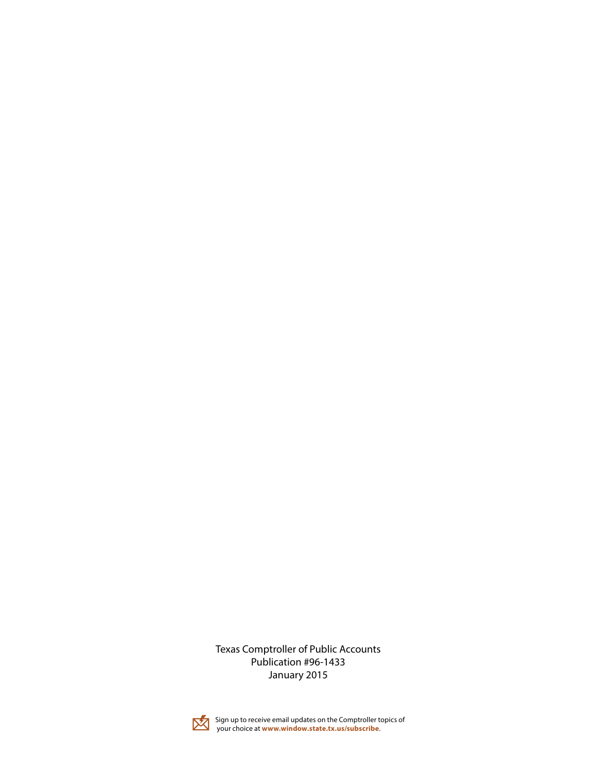Texas Comptroller of Public Accounts
Publication #96-1433
January 2015

Sign up to receive email updates on the Comptroller topics of your choice at **www.window.state.tx.us/subscribe**.